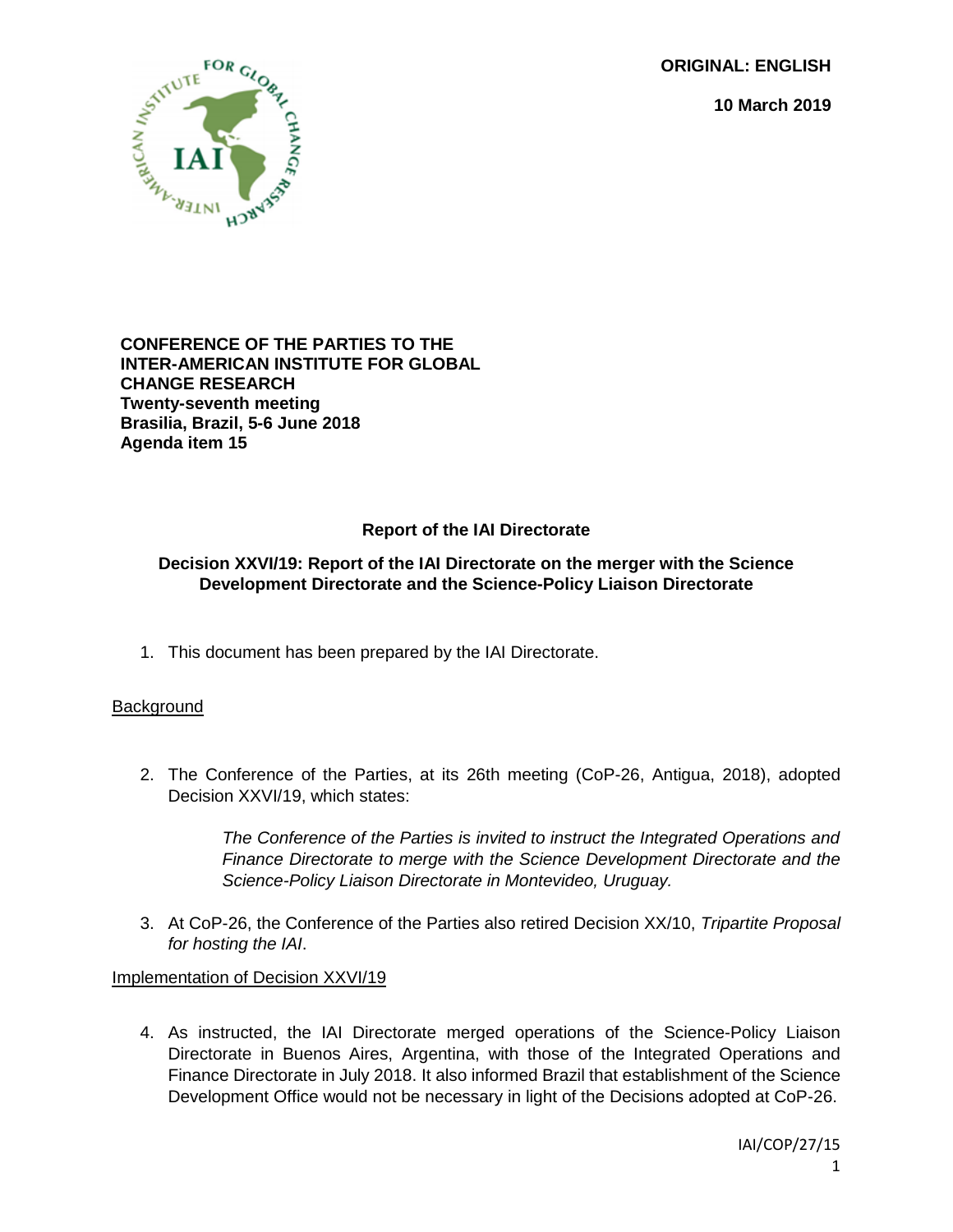**ORIGINAL: ENGLISH**

**10 March 2019**

**CONFERENCE OF THE PARTIES TO THE INTER-AMERICAN INSTITUTE FOR GLOBAL CHANGE RESEARCH**
**Twenty-seventh meeting**
**Brasilia, Brazil, 5-6 June 2018**
**Agenda item 15**

## Report of the IAI Directorate

### Decision XXVI/19: Report of the IAI Directorate on the merger with the Science Development Directorate and the Science-Policy Liaison Directorate

1. This document has been prepared by the IAI Directorate.

<u>Background</u>

2. The Conference of the Parties, at its 26th meeting (CoP-26, Antigua, 2018), adopted Decision XXVI/19, which states:

   > *The Conference of the Parties is invited to instruct the Integrated Operations and Finance Directorate to merge with the Science Development Directorate and the Science-Policy Liaison Directorate in Montevideo, Uruguay.*

3. At CoP-26, the Conference of the Parties also retired Decision XX/10, *Tripartite Proposal for hosting the IAI*.

<u>Implementation of Decision XXVI/19</u>

4. As instructed, the IAI Directorate merged operations of the Science-Policy Liaison Directorate in Buenos Aires, Argentina, with those of the Integrated Operations and Finance Directorate in July 2018. It also informed Brazil that establishment of the Science Development Office would not be necessary in light of the Decisions adopted at CoP-26.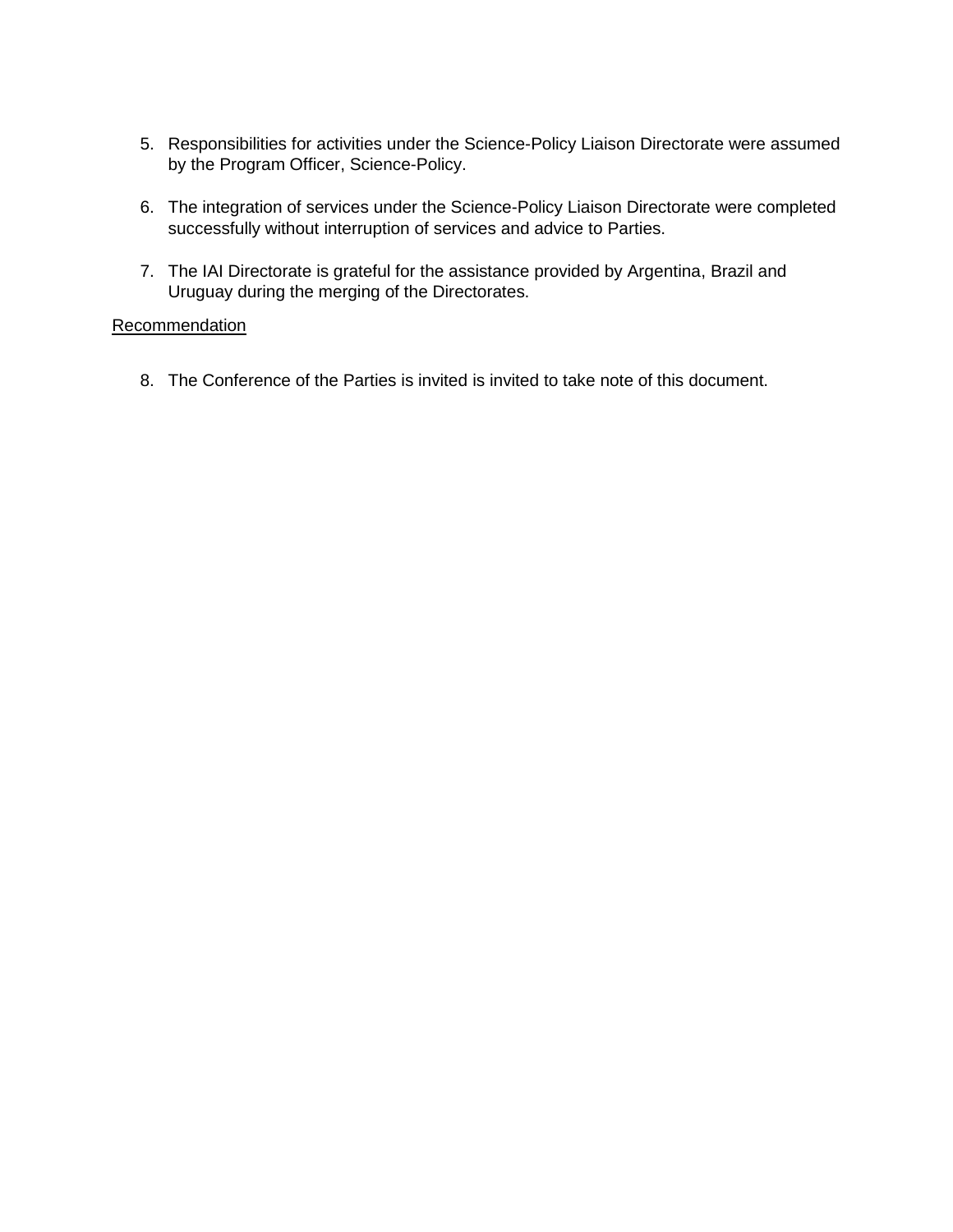5. Responsibilities for activities under the Science-Policy Liaison Directorate were assumed by the Program Officer, Science-Policy.

6. The integration of services under the Science-Policy Liaison Directorate were completed successfully without interruption of services and advice to Parties.

7. The IAI Directorate is grateful for the assistance provided by Argentina, Brazil and Uruguay during the merging of the Directorates.

<u>Recommendation</u>

8. The Conference of the Parties is invited is invited to take note of this document.